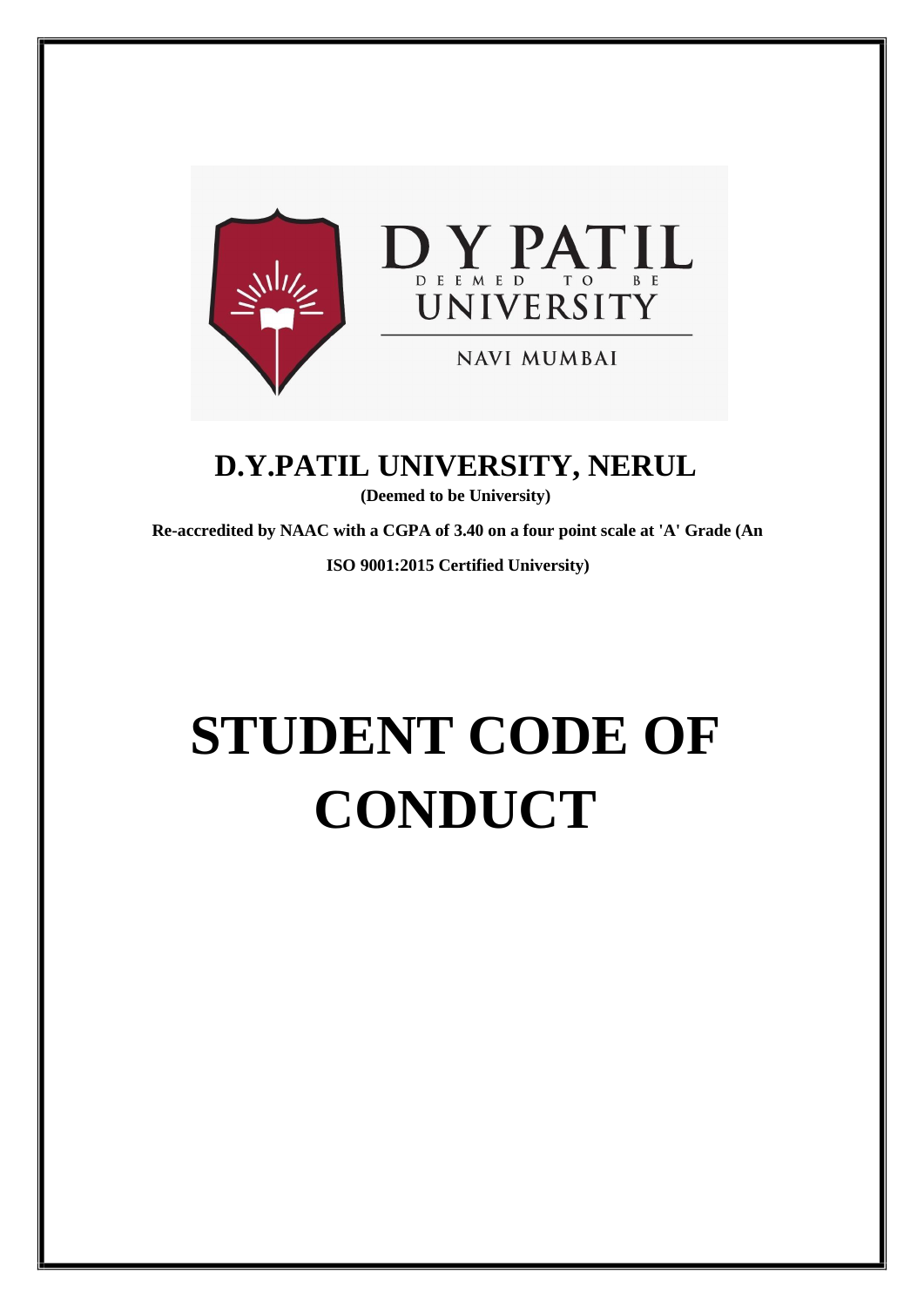D Y PATIL
DEEMED TO BE
UNIVERSITY
NAVI MUMBAI

## D.Y.PATIL UNIVERSITY, NERUL

**(Deemed to be University)**

**Re-accredited by NAAC with a CGPA of 3.40 on a four point scale at 'A' Grade (An ISO 9001:2015 Certified University)**

# STUDENT CODE OF CONDUCT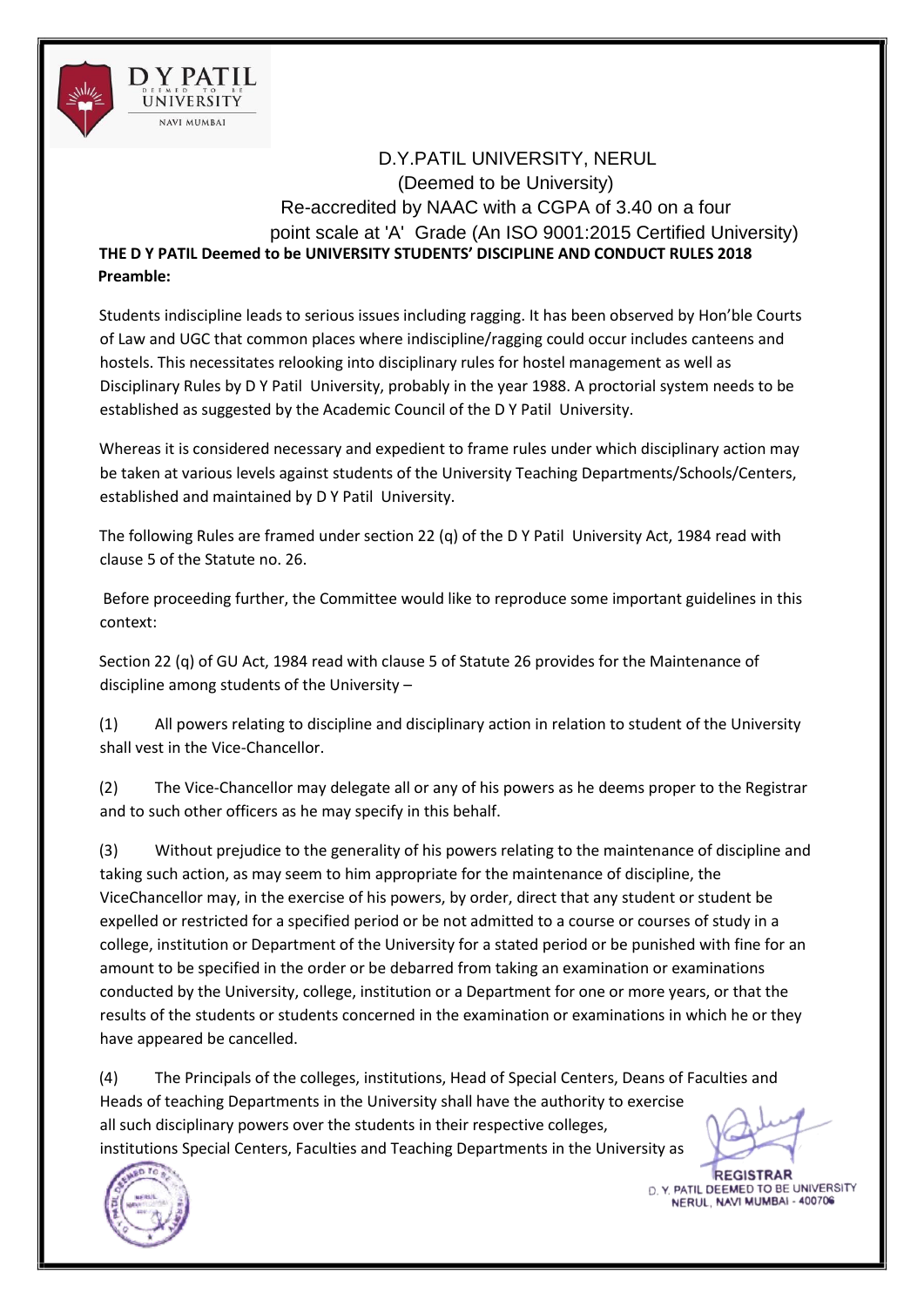D.Y.PATIL UNIVERSITY, NERUL
(Deemed to be University)
Re-accredited by NAAC with a CGPA of 3.40 on a four point scale at 'A' Grade (An ISO 9001:2015 Certified University)

**THE D Y PATIL Deemed to be UNIVERSITY STUDENTS' DISCIPLINE AND CONDUCT RULES 2018**

**Preamble:**

Students indiscipline leads to serious issues including ragging. It has been observed by Hon'ble Courts of Law and UGC that common places where indiscipline/ragging could occur includes canteens and hostels. This necessitates relooking into disciplinary rules for hostel management as well as Disciplinary Rules by D Y Patil University, probably in the year 1988. A proctorial system needs to be established as suggested by the Academic Council of the D Y Patil University.

Whereas it is considered necessary and expedient to frame rules under which disciplinary action may be taken at various levels against students of the University Teaching Departments/Schools/Centers, established and maintained by D Y Patil University.

The following Rules are framed under section 22 (q) of the D Y Patil University Act, 1984 read with clause 5 of the Statute no. 26.

Before proceeding further, the Committee would like to reproduce some important guidelines in this context:

Section 22 (q) of GU Act, 1984 read with clause 5 of Statute 26 provides for the Maintenance of discipline among students of the University –

(1) All powers relating to discipline and disciplinary action in relation to student of the University shall vest in the Vice-Chancellor.

(2) The Vice-Chancellor may delegate all or any of his powers as he deems proper to the Registrar and to such other officers as he may specify in this behalf.

(3) Without prejudice to the generality of his powers relating to the maintenance of discipline and taking such action, as may seem to him appropriate for the maintenance of discipline, the ViceChancellor may, in the exercise of his powers, by order, direct that any student or student be expelled or restricted for a specified period or be not admitted to a course or courses of study in a college, institution or Department of the University for a stated period or be punished with fine for an amount to be specified in the order or be debarred from taking an examination or examinations conducted by the University, college, institution or a Department for one or more years, or that the results of the students or students concerned in the examination or examinations in which he or they have appeared be cancelled.

(4) The Principals of the colleges, institutions, Head of Special Centers, Deans of Faculties and Heads of teaching Departments in the University shall have the authority to exercise all such disciplinary powers over the students in their respective colleges, institutions Special Centers, Faculties and Teaching Departments in the University as

REGISTRAR
D. Y. PATIL DEEMED TO BE UNIVERSITY
NERUL, NAVI MUMBAI - 400706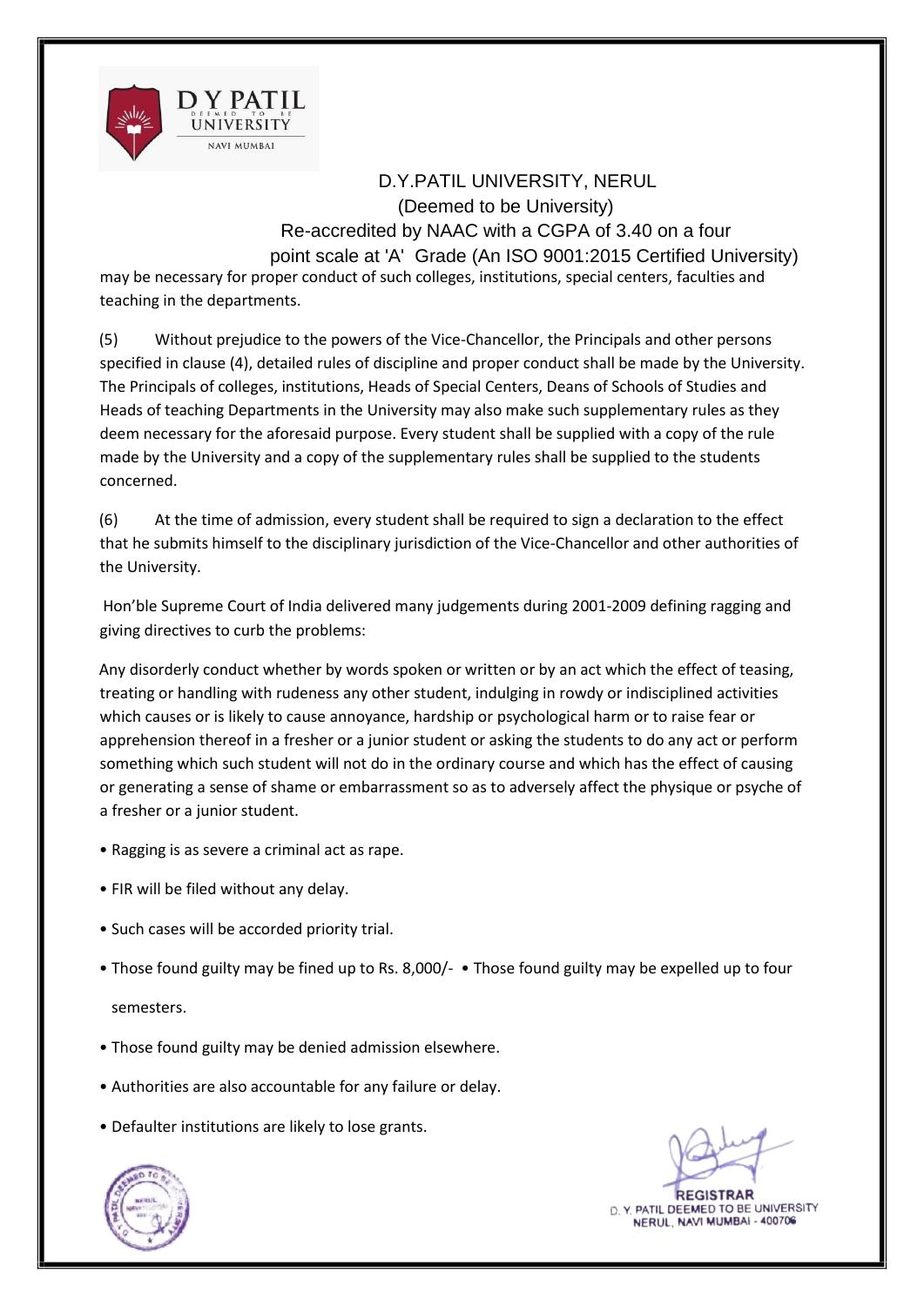may be necessary for proper conduct of such colleges, institutions, special centers, faculties and teaching in the departments.

(5) Without prejudice to the powers of the Vice-Chancellor, the Principals and other persons specified in clause (4), detailed rules of discipline and proper conduct shall be made by the University. The Principals of colleges, institutions, Heads of Special Centers, Deans of Schools of Studies and Heads of teaching Departments in the University may also make such supplementary rules as they deem necessary for the aforesaid purpose. Every student shall be supplied with a copy of the rule made by the University and a copy of the supplementary rules shall be supplied to the students concerned.

(6) At the time of admission, every student shall be required to sign a declaration to the effect that he submits himself to the disciplinary jurisdiction of the Vice-Chancellor and other authorities of the University.

Hon'ble Supreme Court of India delivered many judgements during 2001-2009 defining ragging and giving directives to curb the problems:

Any disorderly conduct whether by words spoken or written or by an act which the effect of teasing, treating or handling with rudeness any other student, indulging in rowdy or indisciplined activities which causes or is likely to cause annoyance, hardship or psychological harm or to raise fear or apprehension thereof in a fresher or a junior student or asking the students to do any act or perform something which such student will not do in the ordinary course and which has the effect of causing or generating a sense of shame or embarrassment so as to adversely affect the physique or psyche of a fresher or a junior student.

- Ragging is as severe a criminal act as rape.
- FIR will be filed without any delay.
- Such cases will be accorded priority trial.
- Those found guilty may be fined up to Rs. 8,000/-
- Those found guilty may be expelled up to four semesters.
- Those found guilty may be denied admission elsewhere.
- Authorities are also accountable for any failure or delay.
- Defaulter institutions are likely to lose grants.

REGISTRAR
D. Y. PATIL DEEMED TO BE UNIVERSITY
NERUL, NAVI MUMBAI - 400706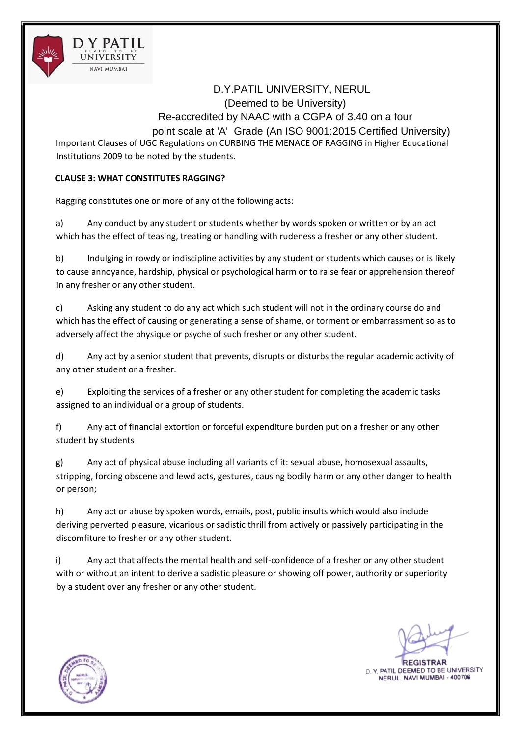D.Y.PATIL UNIVERSITY, NERUL

(Deemed to be University)

Re-accredited by NAAC with a CGPA of 3.40 on a four point scale at 'A' Grade (An ISO 9001:2015 Certified University)

Important Clauses of UGC Regulations on CURBING THE MENACE OF RAGGING in Higher Educational Institutions 2009 to be noted by the students.

**CLAUSE 3: WHAT CONSTITUTES RAGGING?**

Ragging constitutes one or more of any of the following acts:

a) Any conduct by any student or students whether by words spoken or written or by an act which has the effect of teasing, treating or handling with rudeness a fresher or any other student.

b) Indulging in rowdy or indiscipline activities by any student or students which causes or is likely to cause annoyance, hardship, physical or psychological harm or to raise fear or apprehension thereof in any fresher or any other student.

c) Asking any student to do any act which such student will not in the ordinary course do and which has the effect of causing or generating a sense of shame, or torment or embarrassment so as to adversely affect the physique or psyche of such fresher or any other student.

d) Any act by a senior student that prevents, disrupts or disturbs the regular academic activity of any other student or a fresher.

e) Exploiting the services of a fresher or any other student for completing the academic tasks assigned to an individual or a group of students.

f) Any act of financial extortion or forceful expenditure burden put on a fresher or any other student by students

g) Any act of physical abuse including all variants of it: sexual abuse, homosexual assaults, stripping, forcing obscene and lewd acts, gestures, causing bodily harm or any other danger to health or person;

h) Any act or abuse by spoken words, emails, post, public insults which would also include deriving perverted pleasure, vicarious or sadistic thrill from actively or passively participating in the discomfiture to fresher or any other student.

i) Any act that affects the mental health and self-confidence of a fresher or any other student with or without an intent to derive a sadistic pleasure or showing off power, authority or superiority by a student over any fresher or any other student.

REGISTRAR
D. Y. PATIL DEEMED TO BE UNIVERSITY
NERUL, NAVI MUMBAI - 400706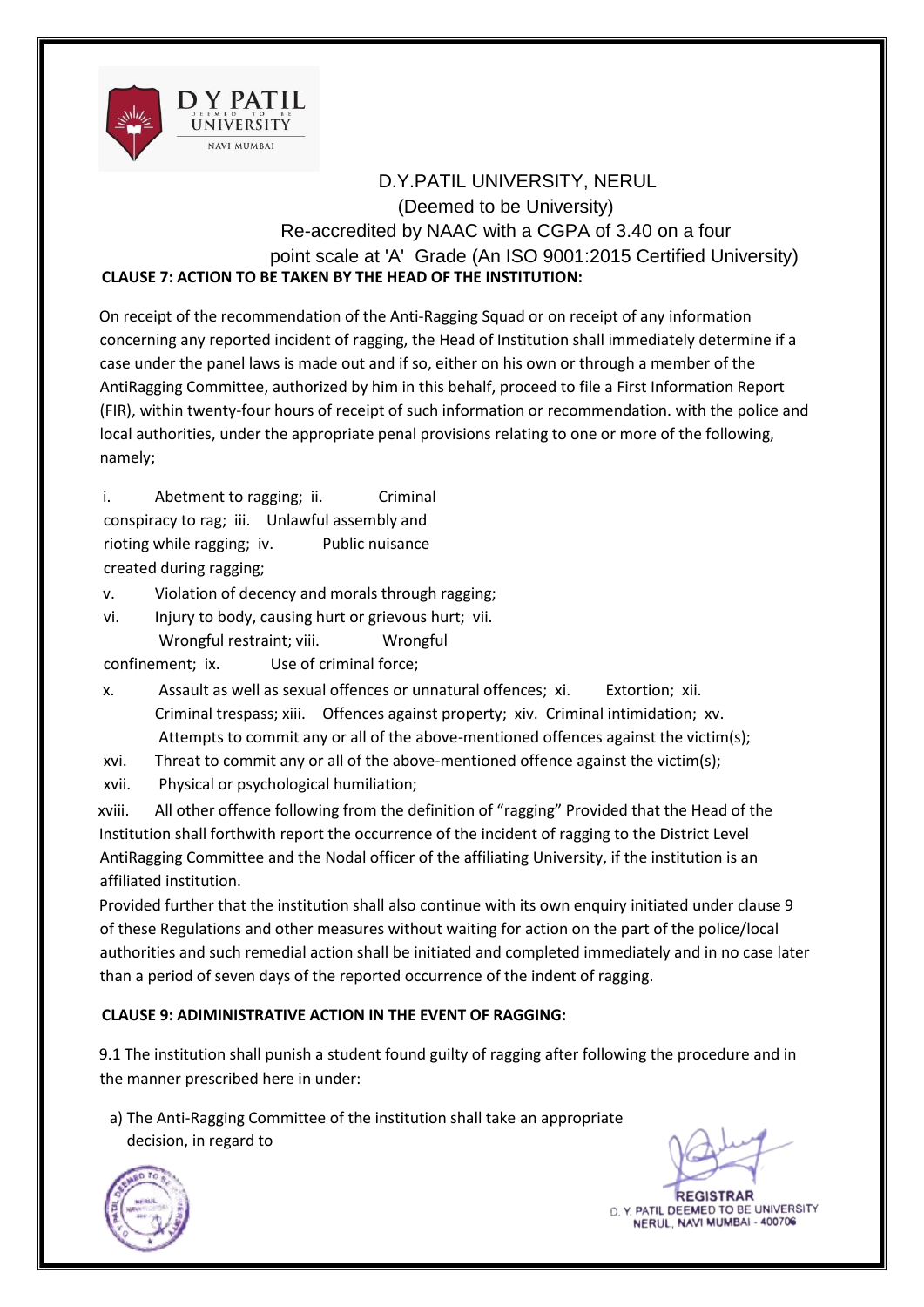D.Y.PATIL UNIVERSITY, NERUL
(Deemed to be University)
Re-accredited by NAAC with a CGPA of 3.40 on a four point scale at 'A' Grade (An ISO 9001:2015 Certified University)

**CLAUSE 7: ACTION TO BE TAKEN BY THE HEAD OF THE INSTITUTION:**

On receipt of the recommendation of the Anti-Ragging Squad or on receipt of any information concerning any reported incident of ragging, the Head of Institution shall immediately determine if a case under the panel laws is made out and if so, either on his own or through a member of the AntiRagging Committee, authorized by him in this behalf, proceed to file a First Information Report (FIR), within twenty-four hours of receipt of such information or recommendation. with the police and local authorities, under the appropriate penal provisions relating to one or more of the following, namely;

i. Abetment to ragging;
ii. Criminal conspiracy to rag;
iii. Unlawful assembly and rioting while ragging;
iv. Public nuisance created during ragging;
v. Violation of decency and morals through ragging;
vi. Injury to body, causing hurt or grievous hurt;
vii. Wrongful restraint;
viii. Wrongful confinement;
ix. Use of criminal force;
x. Assault as well as sexual offences or unnatural offences;
xi. Extortion;
xii. Criminal trespass;
xiii. Offences against property;
xiv. Criminal intimidation;
xv. Attempts to commit any or all of the above-mentioned offences against the victim(s);
xvi. Threat to commit any or all of the above-mentioned offence against the victim(s);
xvii. Physical or psychological humiliation;
xviii. All other offence following from the definition of "ragging" Provided that the Head of the Institution shall forthwith report the occurrence of the incident of ragging to the District Level AntiRagging Committee and the Nodal officer of the affiliating University, if the institution is an affiliated institution.

Provided further that the institution shall also continue with its own enquiry initiated under clause 9 of these Regulations and other measures without waiting for action on the part of the police/local authorities and such remedial action shall be initiated and completed immediately and in no case later than a period of seven days of the reported occurrence of the indent of ragging.

**CLAUSE 9: ADIMINISTRATIVE ACTION IN THE EVENT OF RAGGING:**

9.1 The institution shall punish a student found guilty of ragging after following the procedure and in the manner prescribed here in under:

a) The Anti-Ragging Committee of the institution shall take an appropriate decision, in regard to

REGISTRAR
D. Y. PATIL DEEMED TO BE UNIVERSITY
NERUL, NAVI MUMBAI - 400706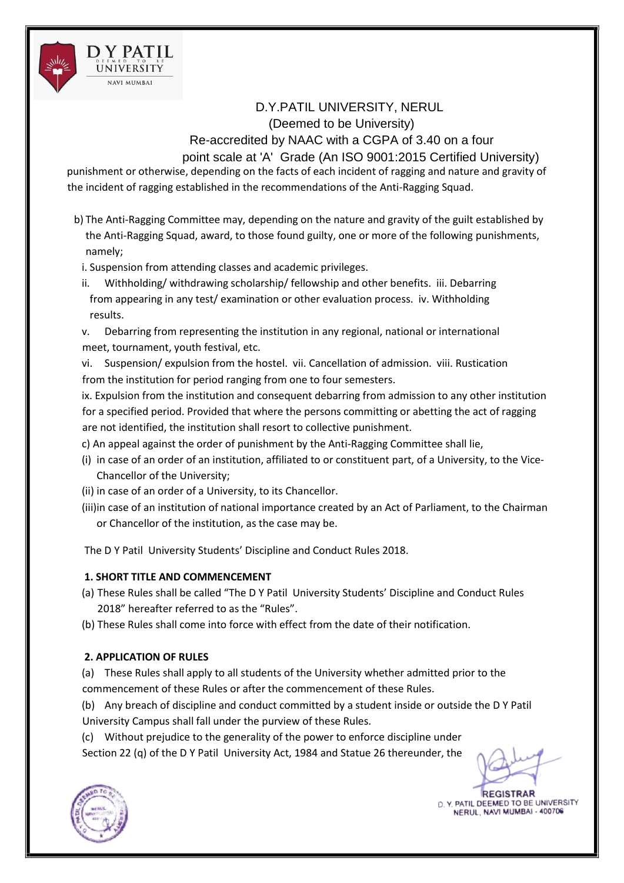punishment or otherwise, depending on the facts of each incident of ragging and nature and gravity of the incident of ragging established in the recommendations of the Anti-Ragging Squad.

b) The Anti-Ragging Committee may, depending on the nature and gravity of the guilt established by the Anti-Ragging Squad, award, to those found guilty, one or more of the following punishments, namely;

i. Suspension from attending classes and academic privileges.

ii. Withholding/ withdrawing scholarship/ fellowship and other benefits.

iii. Debarring from appearing in any test/ examination or other evaluation process.

iv. Withholding results.

v. Debarring from representing the institution in any regional, national or international meet, tournament, youth festival, etc.

vi. Suspension/ expulsion from the hostel.

vii. Cancellation of admission.

viii. Rustication from the institution for period ranging from one to four semesters.

ix. Expulsion from the institution and consequent debarring from admission to any other institution for a specified period. Provided that where the persons committing or abetting the act of ragging are not identified, the institution shall resort to collective punishment.

c) An appeal against the order of punishment by the Anti-Ragging Committee shall lie,

(i) in case of an order of an institution, affiliated to or constituent part, of a University, to the Vice-Chancellor of the University;

(ii) in case of an order of a University, to its Chancellor.

(iii) in case of an institution of national importance created by an Act of Parliament, to the Chairman or Chancellor of the institution, as the case may be.

The D Y Patil University Students' Discipline and Conduct Rules 2018.

**1. SHORT TITLE AND COMMENCEMENT**

(a) These Rules shall be called "The D Y Patil University Students' Discipline and Conduct Rules 2018" hereafter referred to as the "Rules".

(b) These Rules shall come into force with effect from the date of their notification.

**2. APPLICATION OF RULES**

(a) These Rules shall apply to all students of the University whether admitted prior to the commencement of these Rules or after the commencement of these Rules.

(b) Any breach of discipline and conduct committed by a student inside or outside the D Y Patil University Campus shall fall under the purview of these Rules.

(c) Without prejudice to the generality of the power to enforce discipline under Section 22 (q) of the D Y Patil University Act, 1984 and Statue 26 thereunder, the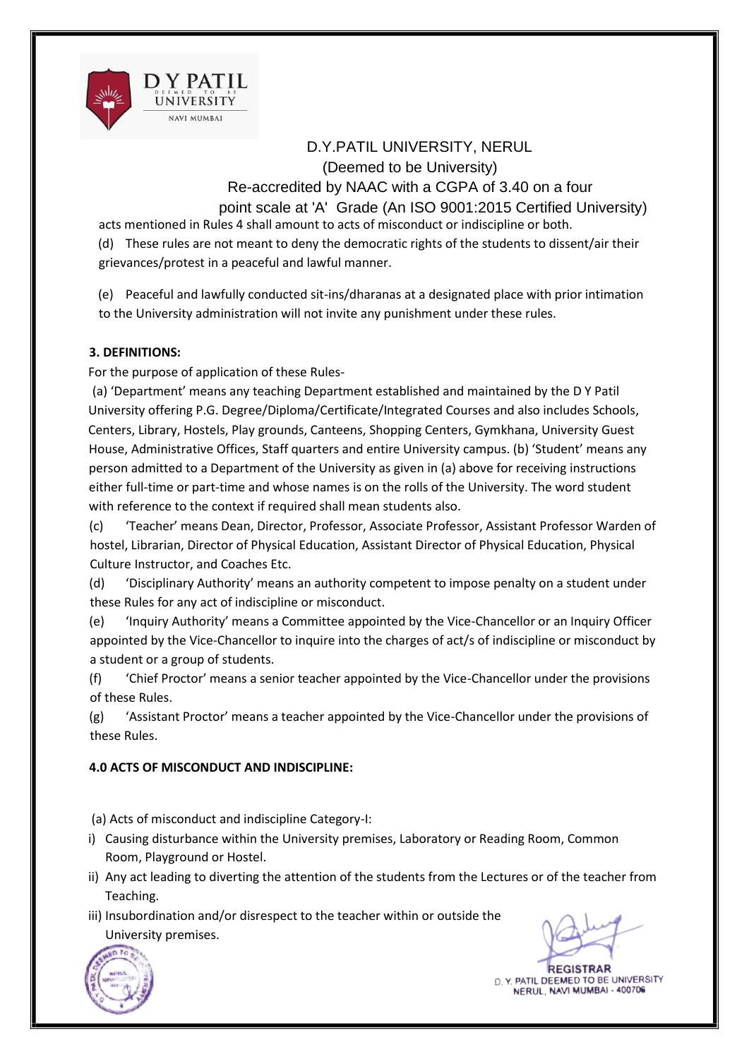acts mentioned in Rules 4 shall amount to acts of misconduct or indiscipline or both.

(d) These rules are not meant to deny the democratic rights of the students to dissent/air their grievances/protest in a peaceful and lawful manner.

(e) Peaceful and lawfully conducted sit-ins/dharanas at a designated place with prior intimation to the University administration will not invite any punishment under these rules.

**3. DEFINITIONS:**

For the purpose of application of these Rules-

(a) 'Department' means any teaching Department established and maintained by the D Y Patil University offering P.G. Degree/Diploma/Certificate/Integrated Courses and also includes Schools, Centers, Library, Hostels, Play grounds, Canteens, Shopping Centers, Gymkhana, University Guest House, Administrative Offices, Staff quarters and entire University campus. (b) 'Student' means any person admitted to a Department of the University as given in (a) above for receiving instructions either full-time or part-time and whose names is on the rolls of the University. The word student with reference to the context if required shall mean students also.

(c) 'Teacher' means Dean, Director, Professor, Associate Professor, Assistant Professor Warden of hostel, Librarian, Director of Physical Education, Assistant Director of Physical Education, Physical Culture Instructor, and Coaches Etc.

(d) 'Disciplinary Authority' means an authority competent to impose penalty on a student under these Rules for any act of indiscipline or misconduct.

(e) 'Inquiry Authority' means a Committee appointed by the Vice-Chancellor or an Inquiry Officer appointed by the Vice-Chancellor to inquire into the charges of act/s of indiscipline or misconduct by a student or a group of students.

(f) 'Chief Proctor' means a senior teacher appointed by the Vice-Chancellor under the provisions of these Rules.

(g) 'Assistant Proctor' means a teacher appointed by the Vice-Chancellor under the provisions of these Rules.

**4.0 ACTS OF MISCONDUCT AND INDISCIPLINE:**

(a) Acts of misconduct and indiscipline Category-I:

i) Causing disturbance within the University premises, Laboratory or Reading Room, Common Room, Playground or Hostel.

ii) Any act leading to diverting the attention of the students from the Lectures or of the teacher from Teaching.

iii) Insubordination and/or disrespect to the teacher within or outside the University premises.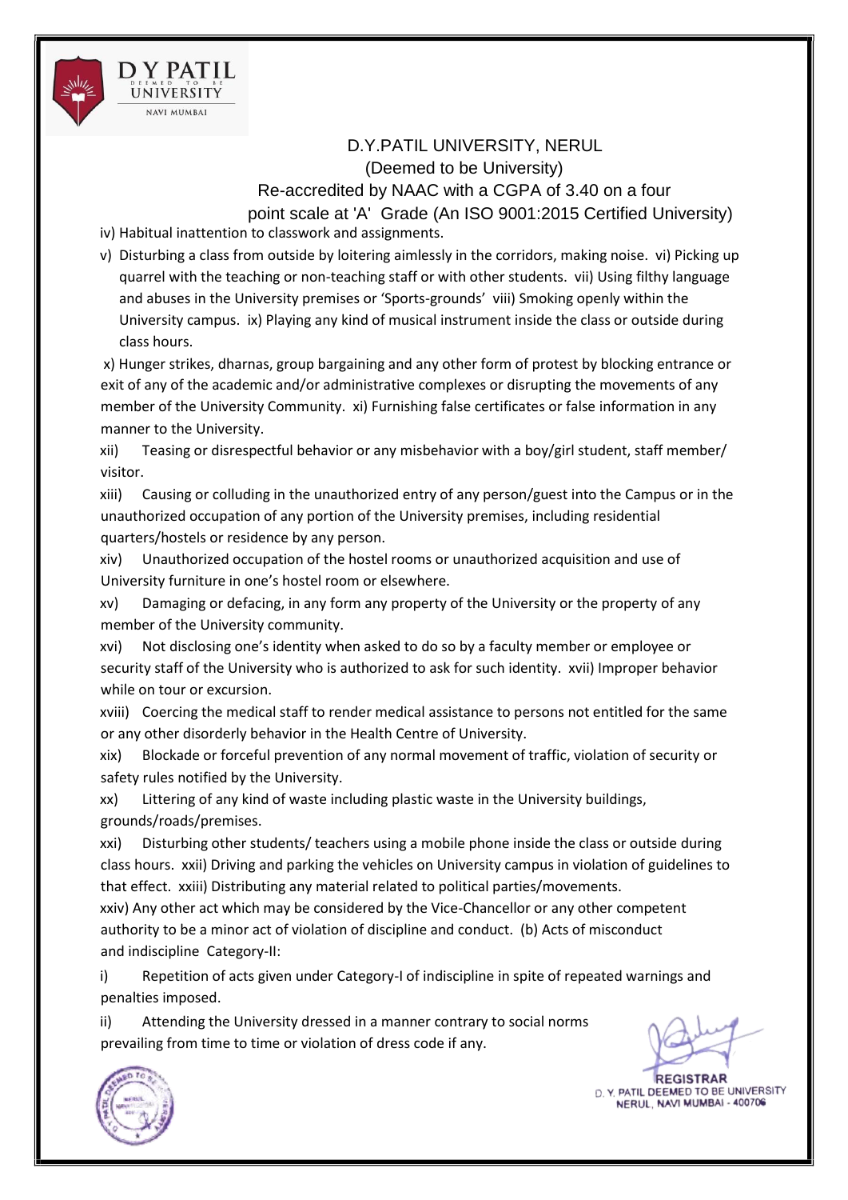iv) Habitual inattention to classwork and assignments.

v) Disturbing a class from outside by loitering aimlessly in the corridors, making noise. vi) Picking up quarrel with the teaching or non-teaching staff or with other students. vii) Using filthy language and abuses in the University premises or 'Sports-grounds' viii) Smoking openly within the University campus. ix) Playing any kind of musical instrument inside the class or outside during class hours.

x) Hunger strikes, dharnas, group bargaining and any other form of protest by blocking entrance or exit of any of the academic and/or administrative complexes or disrupting the movements of any member of the University Community. xi) Furnishing false certificates or false information in any manner to the University.

xii) Teasing or disrespectful behavior or any misbehavior with a boy/girl student, staff member/ visitor.

xiii) Causing or colluding in the unauthorized entry of any person/guest into the Campus or in the unauthorized occupation of any portion of the University premises, including residential quarters/hostels or residence by any person.

xiv) Unauthorized occupation of the hostel rooms or unauthorized acquisition and use of University furniture in one's hostel room or elsewhere.

xv) Damaging or defacing, in any form any property of the University or the property of any member of the University community.

xvi) Not disclosing one's identity when asked to do so by a faculty member or employee or security staff of the University who is authorized to ask for such identity. xvii) Improper behavior while on tour or excursion.

xviii) Coercing the medical staff to render medical assistance to persons not entitled for the same or any other disorderly behavior in the Health Centre of University.

xix) Blockade or forceful prevention of any normal movement of traffic, violation of security or safety rules notified by the University.

xx) Littering of any kind of waste including plastic waste in the University buildings, grounds/roads/premises.

xxi) Disturbing other students/ teachers using a mobile phone inside the class or outside during class hours. xxii) Driving and parking the vehicles on University campus in violation of guidelines to that effect. xxiii) Distributing any material related to political parties/movements.

xxiv) Any other act which may be considered by the Vice-Chancellor or any other competent authority to be a minor act of violation of discipline and conduct. (b) Acts of misconduct and indiscipline Category-II:

i) Repetition of acts given under Category-I of indiscipline in spite of repeated warnings and penalties imposed.

ii) Attending the University dressed in a manner contrary to social norms prevailing from time to time or violation of dress code if any.

REGISTRAR
D. Y. PATIL DEEMED TO BE UNIVERSITY
NERUL, NAVI MUMBAI - 400706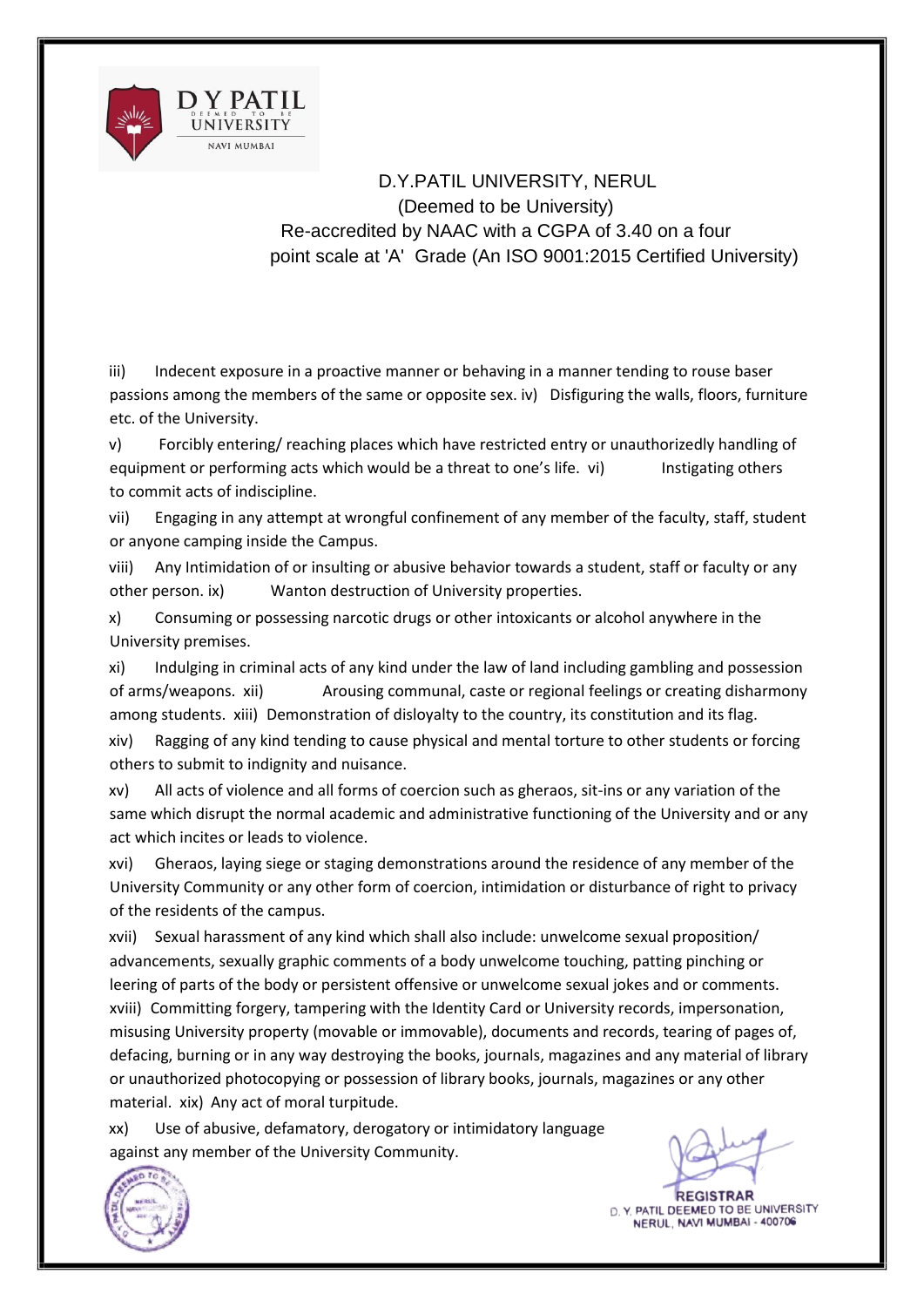D.Y.PATIL UNIVERSITY, NERUL
(Deemed to be University)
Re-accredited by NAAC with a CGPA of 3.40 on a four point scale at 'A' Grade (An ISO 9001:2015 Certified University)

iii) Indecent exposure in a proactive manner or behaving in a manner tending to rouse baser passions among the members of the same or opposite sex.

iv) Disfiguring the walls, floors, furniture etc. of the University.

v) Forcibly entering/ reaching places which have restricted entry or unauthorizedly handling of equipment or performing acts which would be a threat to one's life.

vi) Instigating others to commit acts of indiscipline.

vii) Engaging in any attempt at wrongful confinement of any member of the faculty, staff, student or anyone camping inside the Campus.

viii) Any Intimidation of or insulting or abusive behavior towards a student, staff or faculty or any other person.

ix) Wanton destruction of University properties.

x) Consuming or possessing narcotic drugs or other intoxicants or alcohol anywhere in the University premises.

xi) Indulging in criminal acts of any kind under the law of land including gambling and possession of arms/weapons.

xii) Arousing communal, caste or regional feelings or creating disharmony among students.

xiii) Demonstration of disloyalty to the country, its constitution and its flag.

xiv) Ragging of any kind tending to cause physical and mental torture to other students or forcing others to submit to indignity and nuisance.

xv) All acts of violence and all forms of coercion such as gheraos, sit-ins or any variation of the same which disrupt the normal academic and administrative functioning of the University and or any act which incites or leads to violence.

xvi) Gheraos, laying siege or staging demonstrations around the residence of any member of the University Community or any other form of coercion, intimidation or disturbance of right to privacy of the residents of the campus.

xvii) Sexual harassment of any kind which shall also include: unwelcome sexual proposition/ advancements, sexually graphic comments of a body unwelcome touching, patting pinching or leering of parts of the body or persistent offensive or unwelcome sexual jokes and or comments.

xviii) Committing forgery, tampering with the Identity Card or University records, impersonation, misusing University property (movable or immovable), documents and records, tearing of pages of, defacing, burning or in any way destroying the books, journals, magazines and any material of library or unauthorized photocopying or possession of library books, journals, magazines or any other material.

xix) Any act of moral turpitude.

xx) Use of abusive, defamatory, derogatory or intimidatory language against any member of the University Community.

REGISTRAR
D. Y. PATIL DEEMED TO BE UNIVERSITY
NERUL, NAVI MUMBAI - 400706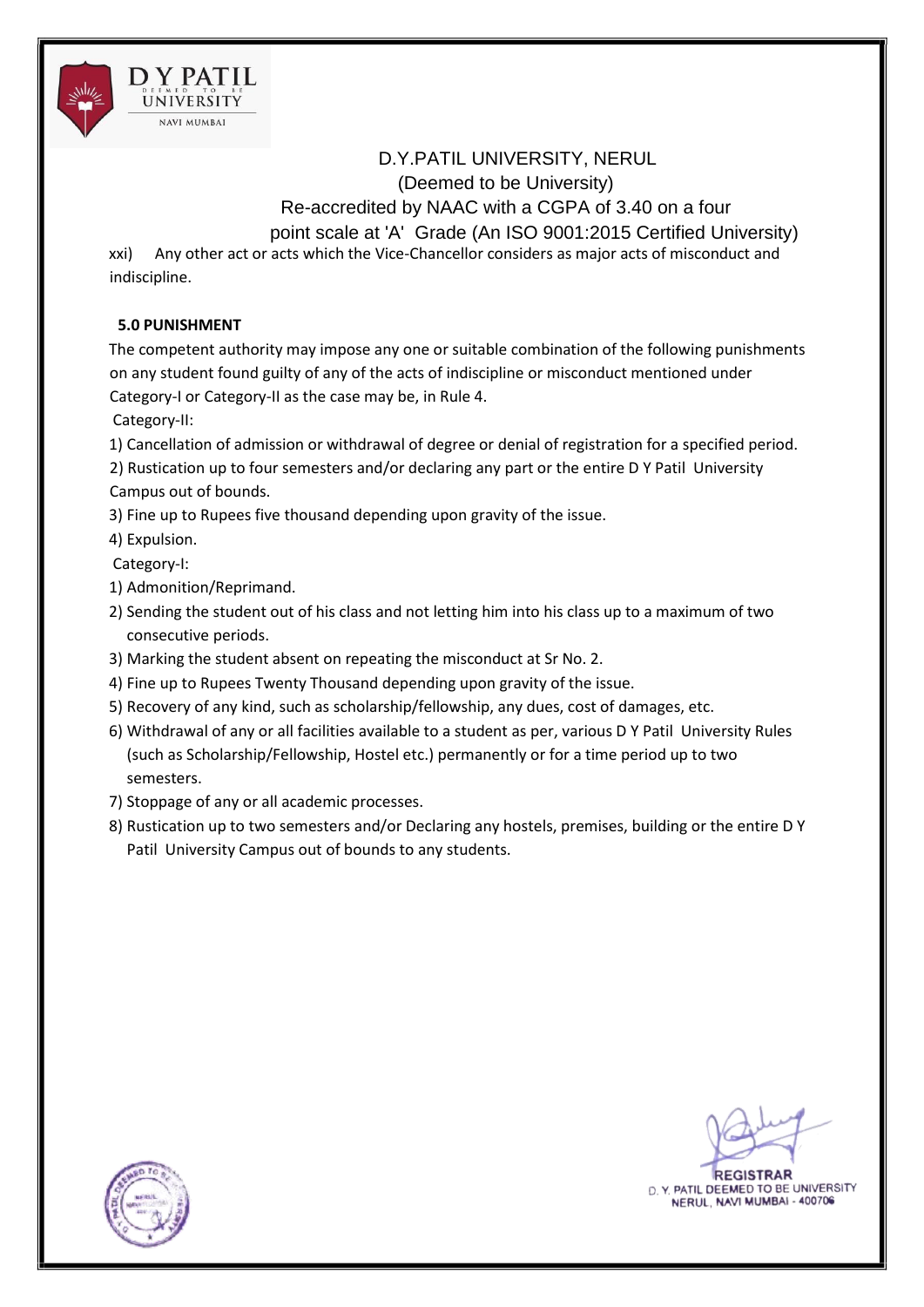xxi) Any other act or acts which the Vice-Chancellor considers as major acts of misconduct and indiscipline.

**5.0 PUNISHMENT**

The competent authority may impose any one or suitable combination of the following punishments on any student found guilty of any of the acts of indiscipline or misconduct mentioned under Category-I or Category-II as the case may be, in Rule 4.

Category-II:

1) Cancellation of admission or withdrawal of degree or denial of registration for a specified period.
2) Rustication up to four semesters and/or declaring any part or the entire D Y Patil University Campus out of bounds.
3) Fine up to Rupees five thousand depending upon gravity of the issue.
4) Expulsion.

Category-I:

1) Admonition/Reprimand.
2) Sending the student out of his class and not letting him into his class up to a maximum of two consecutive periods.
3) Marking the student absent on repeating the misconduct at Sr No. 2.
4) Fine up to Rupees Twenty Thousand depending upon gravity of the issue.
5) Recovery of any kind, such as scholarship/fellowship, any dues, cost of damages, etc.
6) Withdrawal of any or all facilities available to a student as per, various D Y Patil University Rules (such as Scholarship/Fellowship, Hostel etc.) permanently or for a time period up to two semesters.
7) Stoppage of any or all academic processes.
8) Rustication up to two semesters and/or Declaring any hostels, premises, building or the entire D Y Patil University Campus out of bounds to any students.

REGISTRAR
D. Y. PATIL DEEMED TO BE UNIVERSITY
NERUL, NAVI MUMBAI - 400706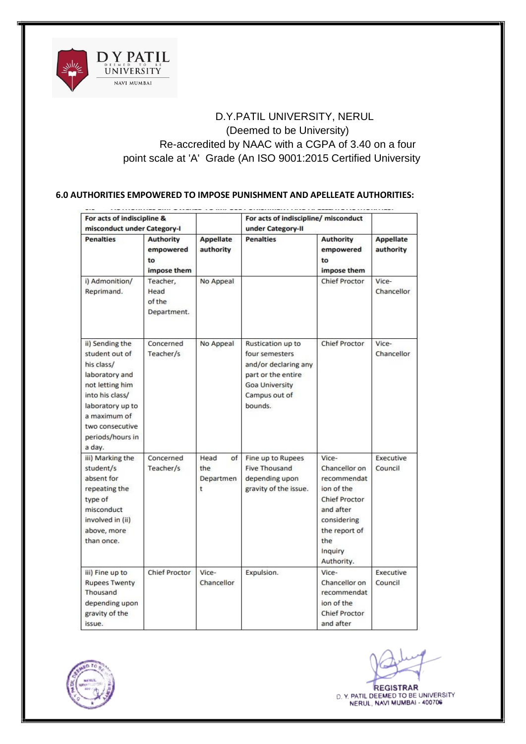D.Y.PATIL UNIVERSITY, NERUL
(Deemed to be University)
Re-accredited by NAAC with a CGPA of 3.40 on a four point scale at 'A' Grade (An ISO 9001:2015 Certified University

**6.0 AUTHORITIES EMPOWERED TO IMPOSE PUNISHMENT AND APELLEATE AUTHORITIES:**

| For acts of indiscipline & misconduct under Category-I | | | For acts of indiscipline/ misconduct under Category-II | | |
|---|---|---|---|---|---|
| **Penalties** | **Authority empowered to impose them** | **Appellate authority** | **Penalties** | **Authority empowered to impose them** | **Appellate authority** |
| i) Admonition/ Reprimand. | Teacher, Head of the Department. | No Appeal | | Chief Proctor | Vice-Chancellor |
| ii) Sending the student out of his class/ laboratory and not letting him into his class/ laboratory up to a maximum of two consecutive periods/hours in a day. | Concerned Teacher/s | No Appeal | Rustication up to four semesters and/or declaring any part or the entire Goa University Campus out of bounds. | Chief Proctor | Vice-Chancellor |
| iii) Marking the student/s absent for repeating the type of misconduct involved in (ii) above, more than once. | Concerned Teacher/s | Head of the Department | Fine up to Rupees Five Thousand depending upon gravity of the issue. | Vice-Chancellor on recommendation of the Chief Proctor and after considering the report of the Inquiry Authority. | Executive Council |
| iii) Fine up to Rupees Twenty Thousand depending upon gravity of the issue. | Chief Proctor | Vice-Chancellor | Expulsion. | Vice-Chancellor on recommendation of the Chief Proctor and after | Executive Council |

REGISTRAR
D. Y. PATIL DEEMED TO BE UNIVERSITY
NERUL, NAVI MUMBAI - 400706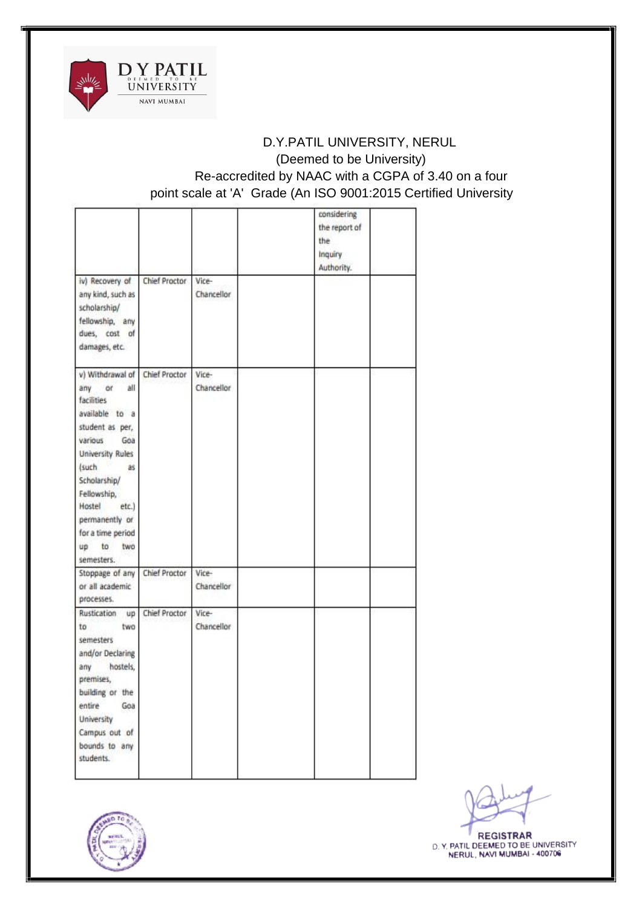D.Y.PATIL UNIVERSITY, NERUL
(Deemed to be University)
Re-accredited by NAAC with a CGPA of 3.40 on a four point scale at 'A' Grade (An ISO 9001:2015 Certified University

| | | | | | |
|---|---|---|---|---|---|
| | | | | considering the report of the Inquiry Authority. | |
| iv) Recovery of any kind, such as scholarship/ fellowship, any dues, cost of damages, etc. | Chief Proctor | Vice-Chancellor | | | |
| v) Withdrawal of any or all facilities available to a student as per, various Goa University Rules (such as Scholarship/ Fellowship, Hostel etc.) permanently or for a time period up to two semesters. | Chief Proctor | Vice-Chancellor | | | |
| Stoppage of any or all academic processes. | Chief Proctor | Vice-Chancellor | | | |
| Rustication up to two semesters and/or Declaring any hostels, premises, building or the entire Goa University Campus out of bounds to any students. | Chief Proctor | Vice-Chancellor | | | |

REGISTRAR
D. Y. PATIL DEEMED TO BE UNIVERSITY
NERUL, NAVI MUMBAI - 400706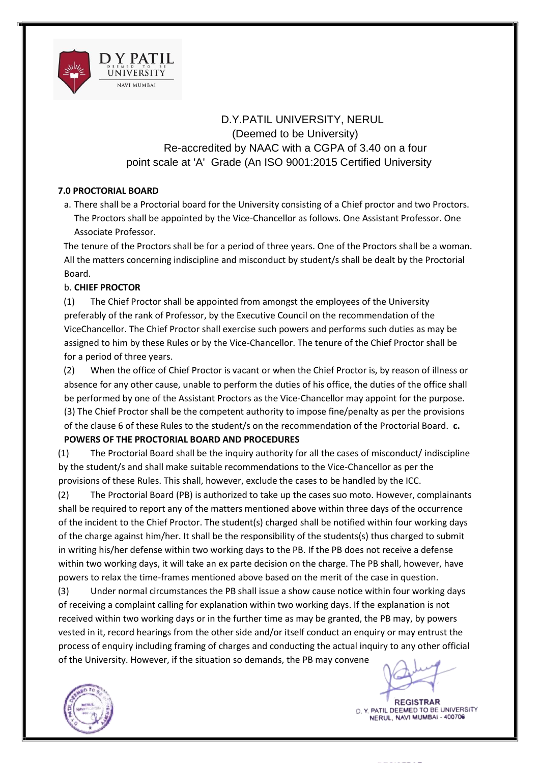D.Y.PATIL UNIVERSITY, NERUL
(Deemed to be University)
Re-accredited by NAAC with a CGPA of 3.40 on a four point scale at 'A' Grade (An ISO 9001:2015 Certified University

### 7.0 PROCTORIAL BOARD

a. There shall be a Proctorial board for the University consisting of a Chief proctor and two Proctors. The Proctors shall be appointed by the Vice-Chancellor as follows. One Assistant Professor. One Associate Professor.

The tenure of the Proctors shall be for a period of three years. One of the Proctors shall be a woman. All the matters concerning indiscipline and misconduct by student/s shall be dealt by the Proctorial Board.

b. **CHIEF PROCTOR**

(1) The Chief Proctor shall be appointed from amongst the employees of the University preferably of the rank of Professor, by the Executive Council on the recommendation of the ViceChancellor. The Chief Proctor shall exercise such powers and performs such duties as may be assigned to him by these Rules or by the Vice-Chancellor. The tenure of the Chief Proctor shall be for a period of three years.

(2) When the office of Chief Proctor is vacant or when the Chief Proctor is, by reason of illness or absence for any other cause, unable to perform the duties of his office, the duties of the office shall be performed by one of the Assistant Proctors as the Vice-Chancellor may appoint for the purpose.

(3) The Chief Proctor shall be the competent authority to impose fine/penalty as per the provisions of the clause 6 of these Rules to the student/s on the recommendation of the Proctorial Board.

**c. POWERS OF THE PROCTORIAL BOARD AND PROCEDURES**

(1) The Proctorial Board shall be the inquiry authority for all the cases of misconduct/ indiscipline by the student/s and shall make suitable recommendations to the Vice-Chancellor as per the provisions of these Rules. This shall, however, exclude the cases to be handled by the ICC.

(2) The Proctorial Board (PB) is authorized to take up the cases suo moto. However, complainants shall be required to report any of the matters mentioned above within three days of the occurrence of the incident to the Chief Proctor. The student(s) charged shall be notified within four working days of the charge against him/her. It shall be the responsibility of the students(s) thus charged to submit in writing his/her defense within two working days to the PB. If the PB does not receive a defense within two working days, it will take an ex parte decision on the charge. The PB shall, however, have powers to relax the time-frames mentioned above based on the merit of the case in question.

(3) Under normal circumstances the PB shall issue a show cause notice within four working days of receiving a complaint calling for explanation within two working days. If the explanation is not received within two working days or in the further time as may be granted, the PB may, by powers vested in it, record hearings from the other side and/or itself conduct an enquiry or may entrust the process of enquiry including framing of charges and conducting the actual inquiry to any other official of the University. However, if the situation so demands, the PB may convene

REGISTRAR
D. Y. PATIL DEEMED TO BE UNIVERSITY
NERUL, NAVI MUMBAI - 400706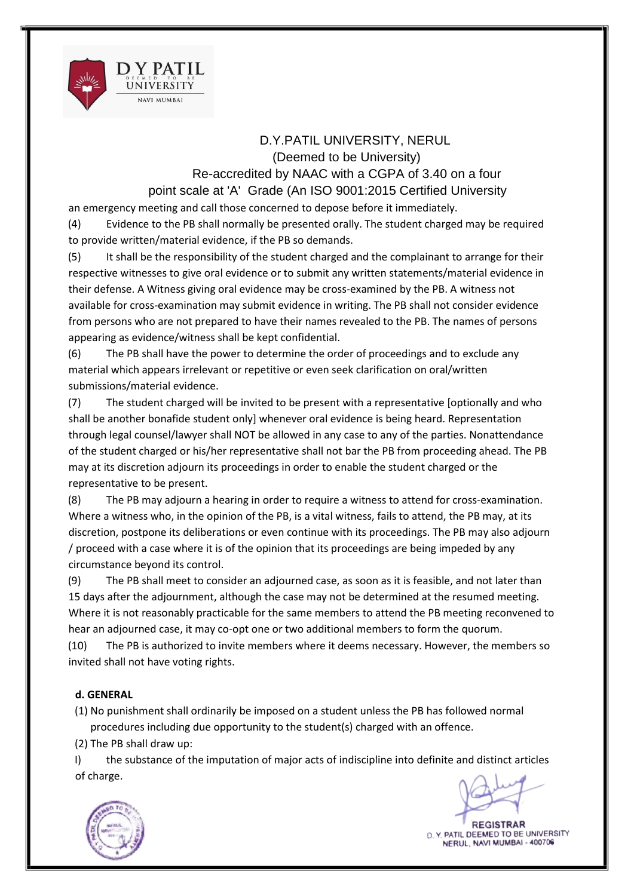an emergency meeting and call those concerned to depose before it immediately.

(4) Evidence to the PB shall normally be presented orally. The student charged may be required to provide written/material evidence, if the PB so demands.

(5) It shall be the responsibility of the student charged and the complainant to arrange for their respective witnesses to give oral evidence or to submit any written statements/material evidence in their defense. A Witness giving oral evidence may be cross-examined by the PB. A witness not available for cross-examination may submit evidence in writing. The PB shall not consider evidence from persons who are not prepared to have their names revealed to the PB. The names of persons appearing as evidence/witness shall be kept confidential.

(6) The PB shall have the power to determine the order of proceedings and to exclude any material which appears irrelevant or repetitive or even seek clarification on oral/written submissions/material evidence.

(7) The student charged will be invited to be present with a representative [optionally and who shall be another bonafide student only] whenever oral evidence is being heard. Representation through legal counsel/lawyer shall NOT be allowed in any case to any of the parties. Nonattendance of the student charged or his/her representative shall not bar the PB from proceeding ahead. The PB may at its discretion adjourn its proceedings in order to enable the student charged or the representative to be present.

(8) The PB may adjourn a hearing in order to require a witness to attend for cross-examination. Where a witness who, in the opinion of the PB, is a vital witness, fails to attend, the PB may, at its discretion, postpone its deliberations or even continue with its proceedings. The PB may also adjourn / proceed with a case where it is of the opinion that its proceedings are being impeded by any circumstance beyond its control.

(9) The PB shall meet to consider an adjourned case, as soon as it is feasible, and not later than 15 days after the adjournment, although the case may not be determined at the resumed meeting. Where it is not reasonably practicable for the same members to attend the PB meeting reconvened to hear an adjourned case, it may co-opt one or two additional members to form the quorum.

(10) The PB is authorized to invite members where it deems necessary. However, the members so invited shall not have voting rights.

**d. GENERAL**

(1) No punishment shall ordinarily be imposed on a student unless the PB has followed normal procedures including due opportunity to the student(s) charged with an offence.

(2) The PB shall draw up:

I) the substance of the imputation of major acts of indiscipline into definite and distinct articles of charge.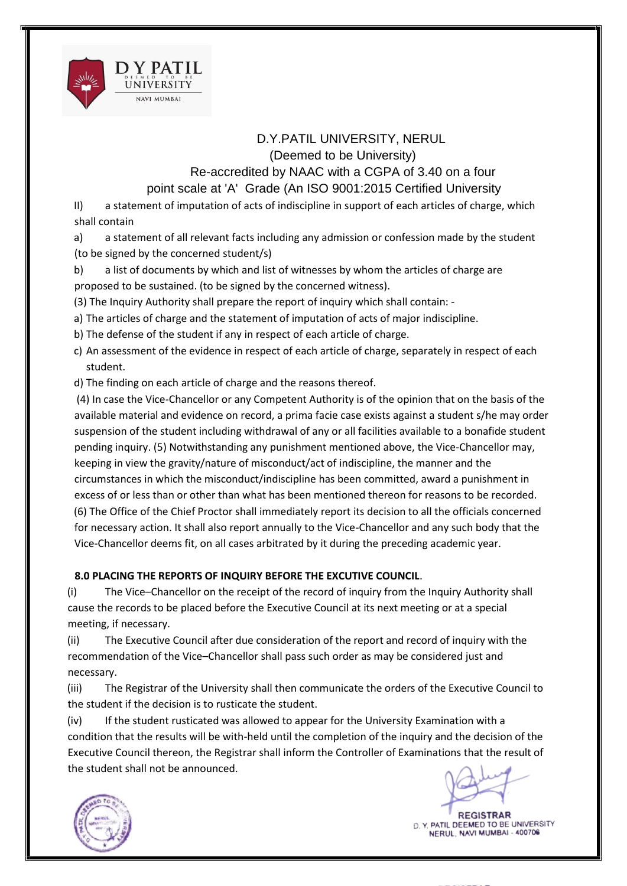II) a statement of imputation of acts of indiscipline in support of each articles of charge, which shall contain

a) a statement of all relevant facts including any admission or confession made by the student (to be signed by the concerned student/s)

b) a list of documents by which and list of witnesses by whom the articles of charge are proposed to be sustained. (to be signed by the concerned witness).

(3) The Inquiry Authority shall prepare the report of inquiry which shall contain: -

a) The articles of charge and the statement of imputation of acts of major indiscipline.

b) The defense of the student if any in respect of each article of charge.

c) An assessment of the evidence in respect of each article of charge, separately in respect of each student.

d) The finding on each article of charge and the reasons thereof.

(4) In case the Vice-Chancellor or any Competent Authority is of the opinion that on the basis of the available material and evidence on record, a prima facie case exists against a student s/he may order suspension of the student including withdrawal of any or all facilities available to a bonafide student pending inquiry. (5) Notwithstanding any punishment mentioned above, the Vice-Chancellor may, keeping in view the gravity/nature of misconduct/act of indiscipline, the manner and the circumstances in which the misconduct/indiscipline has been committed, award a punishment in excess of or less than or other than what has been mentioned thereon for reasons to be recorded. (6) The Office of the Chief Proctor shall immediately report its decision to all the officials concerned for necessary action. It shall also report annually to the Vice-Chancellor and any such body that the Vice-Chancellor deems fit, on all cases arbitrated by it during the preceding academic year.

**8.0 PLACING THE REPORTS OF INQUIRY BEFORE THE EXCUTIVE COUNCIL**.

(i) The Vice–Chancellor on the receipt of the record of inquiry from the Inquiry Authority shall cause the records to be placed before the Executive Council at its next meeting or at a special meeting, if necessary.

(ii) The Executive Council after due consideration of the report and record of inquiry with the recommendation of the Vice–Chancellor shall pass such order as may be considered just and necessary.

(iii) The Registrar of the University shall then communicate the orders of the Executive Council to the student if the decision is to rusticate the student.

(iv) If the student rusticated was allowed to appear for the University Examination with a condition that the results will be with-held until the completion of the inquiry and the decision of the Executive Council thereon, the Registrar shall inform the Controller of Examinations that the result of the student shall not be announced.

REGISTRAR
D. Y. PATIL DEEMED TO BE UNIVERSITY
NERUL, NAVI MUMBAI - 400706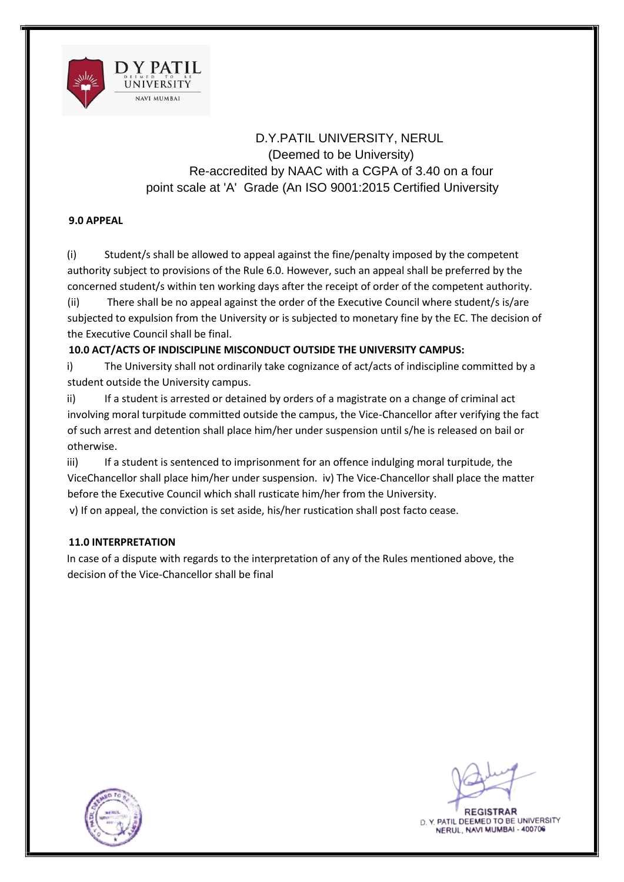D.Y.PATIL UNIVERSITY, NERUL
(Deemed to be University)
Re-accredited by NAAC with a CGPA of 3.40 on a four point scale at 'A' Grade (An ISO 9001:2015 Certified University

### 9.0 APPEAL

(i) Student/s shall be allowed to appeal against the fine/penalty imposed by the competent authority subject to provisions of the Rule 6.0. However, such an appeal shall be preferred by the concerned student/s within ten working days after the receipt of order of the competent authority.

(ii) There shall be no appeal against the order of the Executive Council where student/s is/are subjected to expulsion from the University or is subjected to monetary fine by the EC. The decision of the Executive Council shall be final.

### 10.0 ACT/ACTS OF INDISCIPLINE MISCONDUCT OUTSIDE THE UNIVERSITY CAMPUS:

i) The University shall not ordinarily take cognizance of act/acts of indiscipline committed by a student outside the University campus.

ii) If a student is arrested or detained by orders of a magistrate on a change of criminal act involving moral turpitude committed outside the campus, the Vice-Chancellor after verifying the fact of such arrest and detention shall place him/her under suspension until s/he is released on bail or otherwise.

iii) If a student is sentenced to imprisonment for an offence indulging moral turpitude, the ViceChancellor shall place him/her under suspension. iv) The Vice-Chancellor shall place the matter before the Executive Council which shall rusticate him/her from the University.

v) If on appeal, the conviction is set aside, his/her rustication shall post facto cease.

### 11.0 INTERPRETATION

In case of a dispute with regards to the interpretation of any of the Rules mentioned above, the decision of the Vice-Chancellor shall be final

REGISTRAR
D. Y. PATIL DEEMED TO BE UNIVERSITY
NERUL, NAVI MUMBAI - 400706